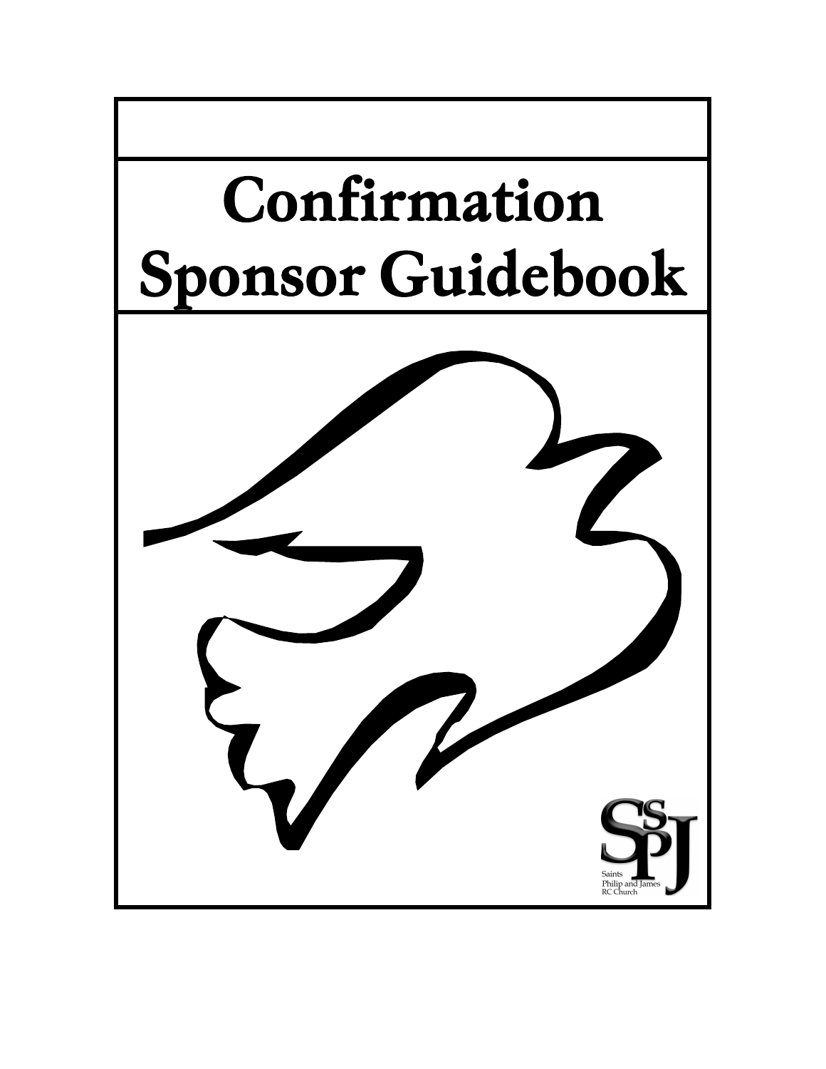# Confirmation Sponsor Guidebook

Saints Philip and James RC Church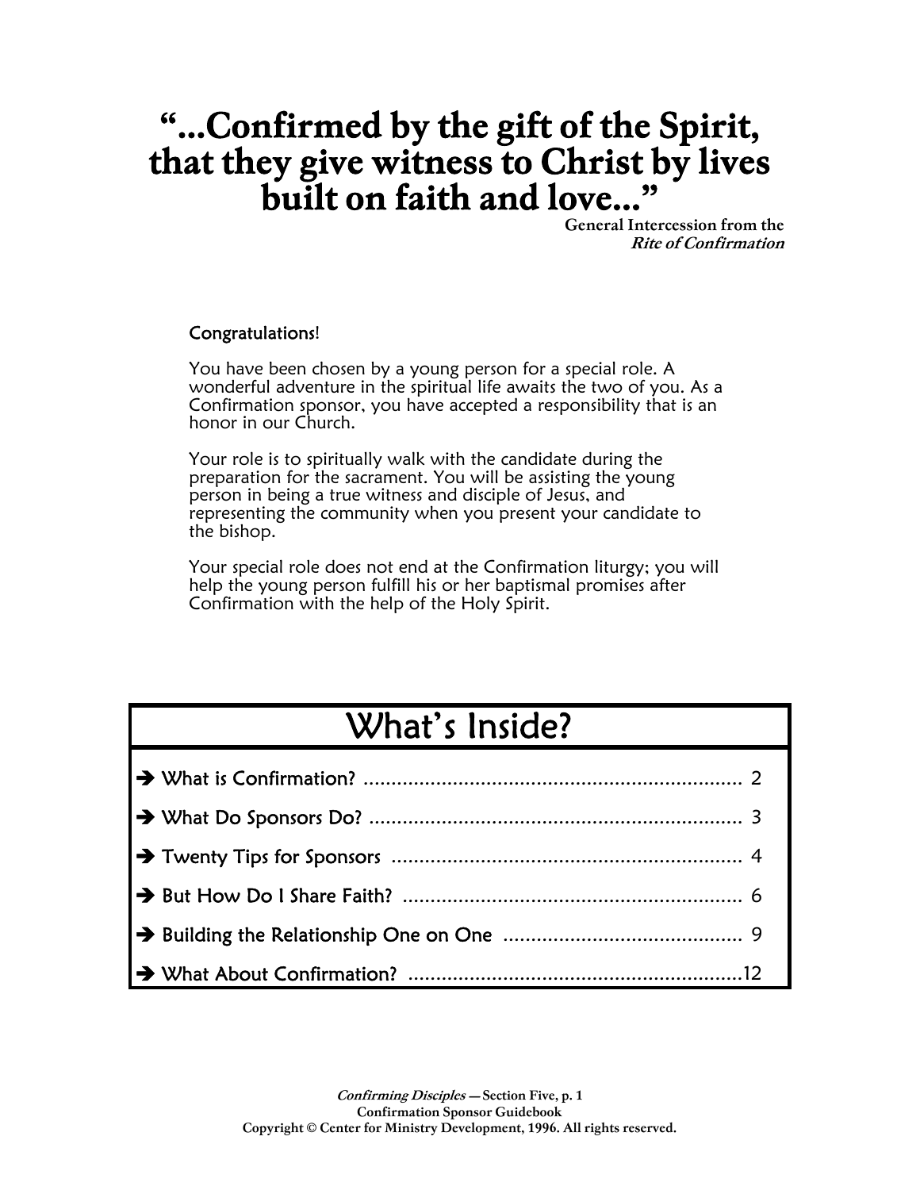# "...Confirmed by the gift of the Spirit, that they give witness to Christ by lives built on faith and love..."

General Intercession from the *Rite of Confirmation*

Congratulations!

You have been chosen by a young person for a special role. A wonderful adventure in the spiritual life awaits the two of you. As a Confirmation sponsor, you have accepted a responsibility that is an honor in our Church.

Your role is to spiritually walk with the candidate during the preparation for the sacrament. You will be assisting the young person in being a true witness and disciple of Jesus, and representing the community when you present your candidate to the bishop.

Your special role does not end at the Confirmation liturgy; you will help the young person fulfill his or her baptismal promises after Confirmation with the help of the Holy Spirit.

## What's Inside?

- ➔ What is Confirmation? ........................................................................ 2
- ➔ What Do Sponsors Do? ...................................................................... 3
- ➔ Twenty Tips for Sponsors ................................................................. 4
- ➔ But How Do I Share Faith? ............................................................... 6
- ➔ Building the Relationship One on One ............................................ 9
- ➔ What About Confirmation? ............................................................... 12

*Confirming Disciples* — Section Five, p. 1
Confirmation Sponsor Guidebook
Copyright © Center for Ministry Development, 1996. All rights reserved.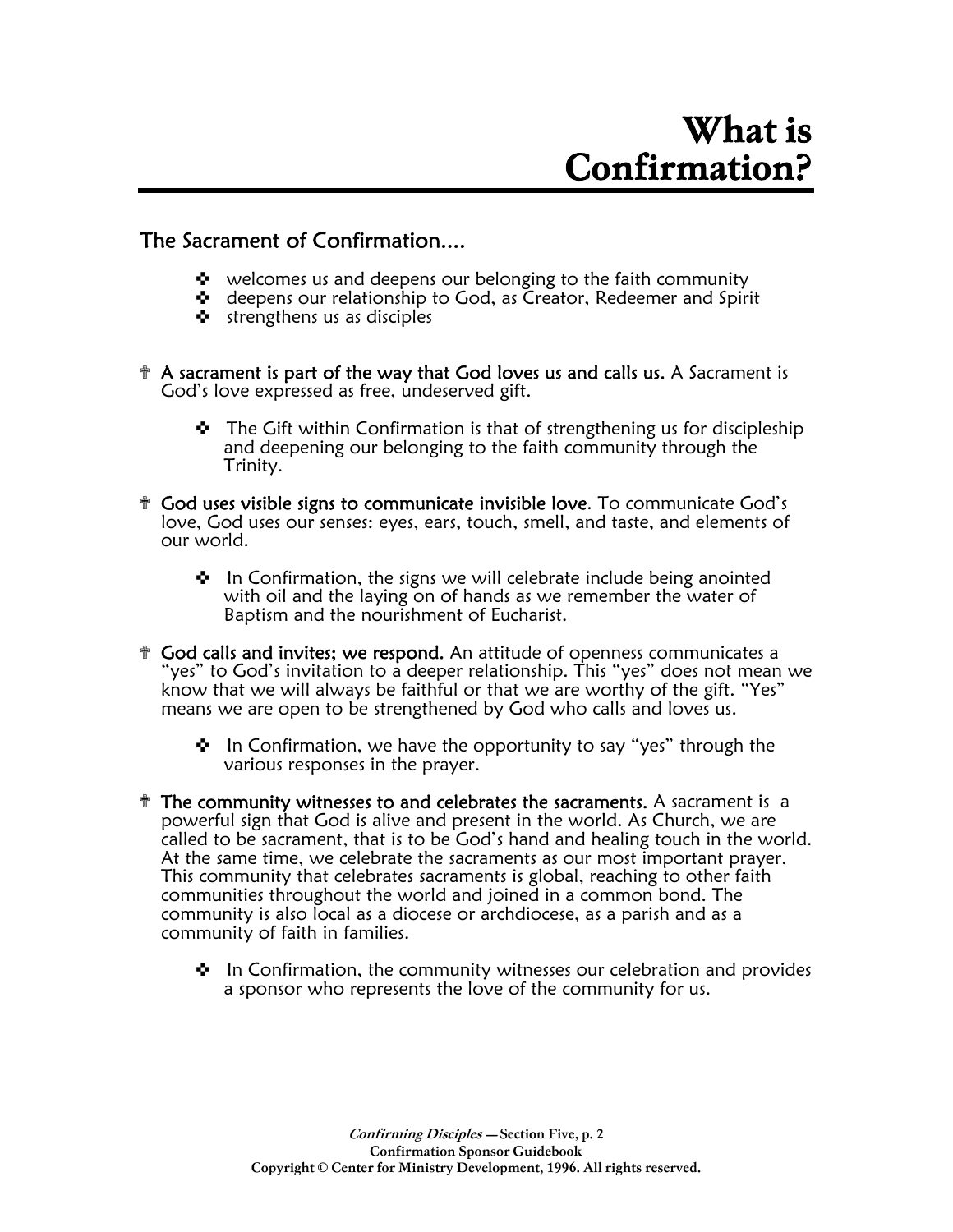# What is Confirmation?

## The Sacrament of Confirmation....

- welcomes us and deepens our belonging to the faith community
- deepens our relationship to God, as Creator, Redeemer and Spirit
- strengthens us as disciples

- **A sacrament is part of the way that God loves us and calls us.** A Sacrament is God's love expressed as free, undeserved gift.
  - The Gift within Confirmation is that of strengthening us for discipleship and deepening our belonging to the faith community through the Trinity.

- **God uses visible signs to communicate invisible love**. To communicate God's love, God uses our senses: eyes, ears, touch, smell, and taste, and elements of our world.
  - In Confirmation, the signs we will celebrate include being anointed with oil and the laying on of hands as we remember the water of Baptism and the nourishment of Eucharist.

- **God calls and invites; we respond.** An attitude of openness communicates a "yes" to God's invitation to a deeper relationship. This "yes" does not mean we know that we will always be faithful or that we are worthy of the gift. "Yes" means we are open to be strengthened by God who calls and loves us.
  - In Confirmation, we have the opportunity to say "yes" through the various responses in the prayer.

- **The community witnesses to and celebrates the sacraments.** A sacrament is a powerful sign that God is alive and present in the world. As Church, we are called to be sacrament, that is to be God's hand and healing touch in the world. At the same time, we celebrate the sacraments as our most important prayer. This community that celebrates sacraments is global, reaching to other faith communities throughout the world and joined in a common bond. The community is also local as a diocese or archdiocese, as a parish and as a community of faith in families.
  - In Confirmation, the community witnesses our celebration and provides a sponsor who represents the love of the community for us.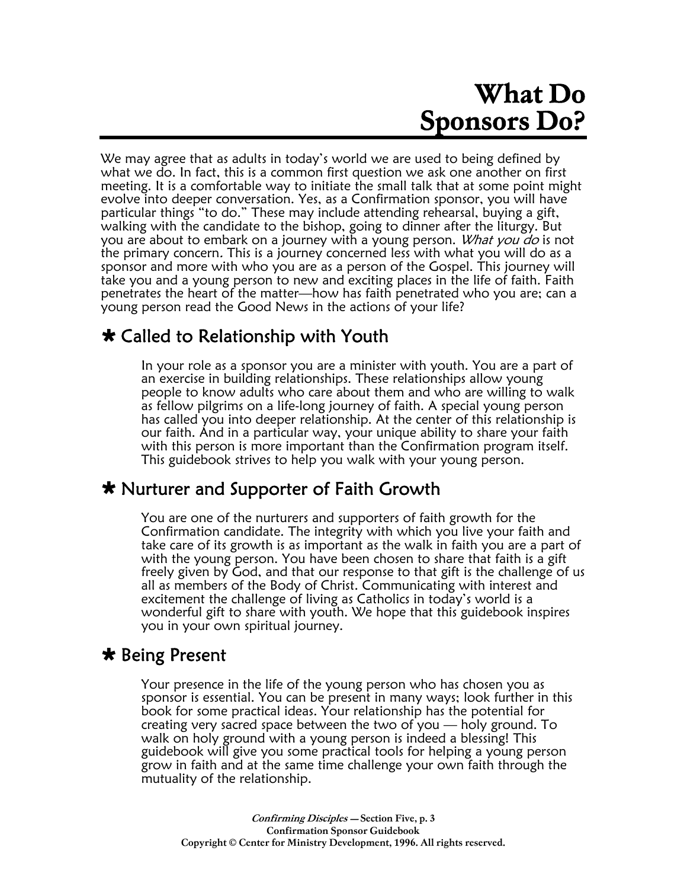# What Do Sponsors Do?

We may agree that as adults in today's world we are used to being defined by what we do. In fact, this is a common first question we ask one another on first meeting. It is a comfortable way to initiate the small talk that at some point might evolve into deeper conversation. Yes, as a Confirmation sponsor, you will have particular things "to do." These may include attending rehearsal, buying a gift, walking with the candidate to the bishop, going to dinner after the liturgy. But you are about to embark on a journey with a young person. *What you do* is not the primary concern. This is a journey concerned less with what you will do as a sponsor and more with who you are as a person of the Gospel. This journey will take you and a young person to new and exciting places in the life of faith. Faith penetrates the heart of the matter—how has faith penetrated who you are; can a young person read the Good News in the actions of your life?

## ✱ Called to Relationship with Youth

In your role as a sponsor you are a minister with youth. You are a part of an exercise in building relationships. These relationships allow young people to know adults who care about them and who are willing to walk as fellow pilgrims on a life-long journey of faith. A special young person has called you into deeper relationship. At the center of this relationship is our faith. And in a particular way, your unique ability to share your faith with this person is more important than the Confirmation program itself. This guidebook strives to help you walk with your young person.

## ✱ Nurturer and Supporter of Faith Growth

You are one of the nurturers and supporters of faith growth for the Confirmation candidate. The integrity with which you live your faith and take care of its growth is as important as the walk in faith you are a part of with the young person. You have been chosen to share that faith is a gift freely given by God, and that our response to that gift is the challenge of us all as members of the Body of Christ. Communicating with interest and excitement the challenge of living as Catholics in today's world is a wonderful gift to share with youth. We hope that this guidebook inspires you in your own spiritual journey.

## ✱ Being Present

Your presence in the life of the young person who has chosen you as sponsor is essential. You can be present in many ways; look further in this book for some practical ideas. Your relationship has the potential for creating very sacred space between the two of you — holy ground. To walk on holy ground with a young person is indeed a blessing! This guidebook will give you some practical tools for helping a young person grow in faith and at the same time challenge your own faith through the mutuality of the relationship.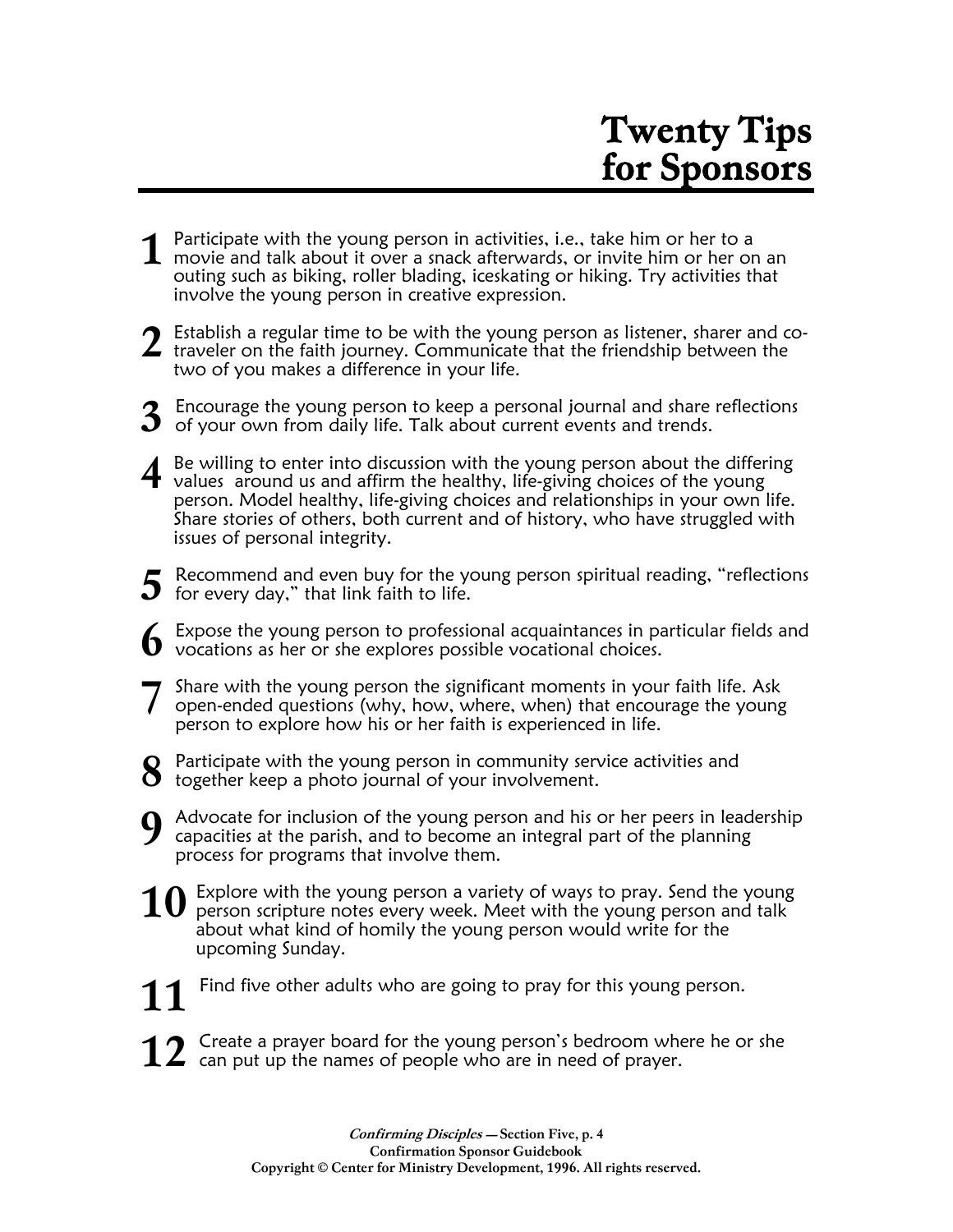# Twenty Tips for Sponsors

1. Participate with the young person in activities, i.e., take him or her to a movie and talk about it over a snack afterwards, or invite him or her on an outing such as biking, roller blading, iceskating or hiking. Try activities that involve the young person in creative expression.

2. Establish a regular time to be with the young person as listener, sharer and co-traveler on the faith journey. Communicate that the friendship between the two of you makes a difference in your life.

3. Encourage the young person to keep a personal journal and share reflections of your own from daily life. Talk about current events and trends.

4. Be willing to enter into discussion with the young person about the differing values around us and affirm the healthy, life-giving choices of the young person. Model healthy, life-giving choices and relationships in your own life. Share stories of others, both current and of history, who have struggled with issues of personal integrity.

5. Recommend and even buy for the young person spiritual reading, "reflections for every day," that link faith to life.

6. Expose the young person to professional acquaintances in particular fields and vocations as her or she explores possible vocational choices.

7. Share with the young person the significant moments in your faith life. Ask open-ended questions (why, how, where, when) that encourage the young person to explore how his or her faith is experienced in life.

8. Participate with the young person in community service activities and together keep a photo journal of your involvement.

9. Advocate for inclusion of the young person and his or her peers in leadership capacities at the parish, and to become an integral part of the planning process for programs that involve them.

10. Explore with the young person a variety of ways to pray. Send the young person scripture notes every week. Meet with the young person and talk about what kind of homily the young person would write for the upcoming Sunday.

11. Find five other adults who are going to pray for this young person.

12. Create a prayer board for the young person's bedroom where he or she can put up the names of people who are in need of prayer.

***Confirming Disciples* — Section Five, p. 4**
**Confirmation Sponsor Guidebook**
**Copyright © Center for Ministry Development, 1996. All rights reserved.**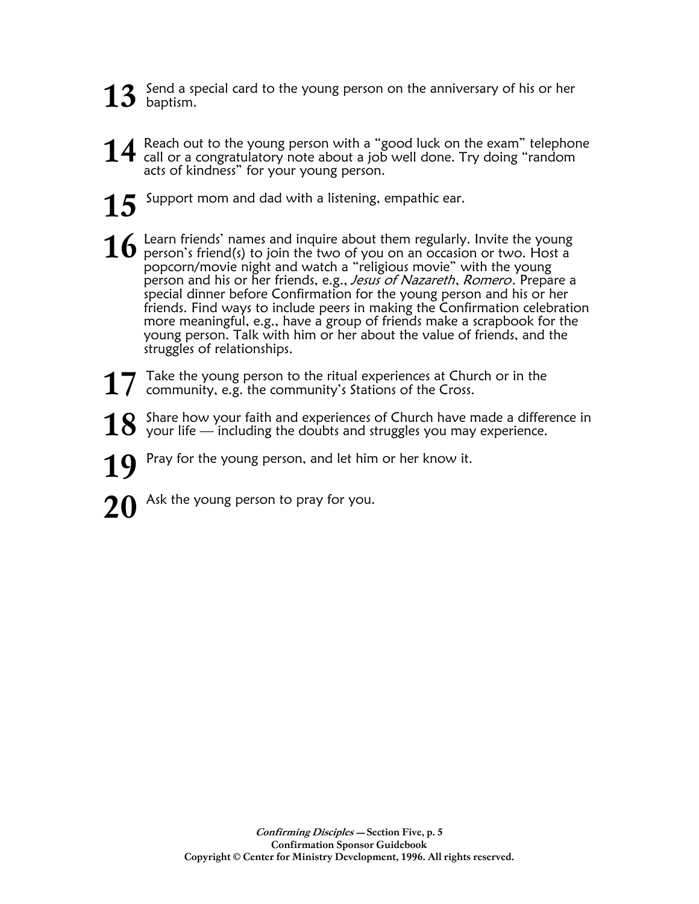**13** Send a special card to the young person on the anniversary of his or her baptism.

**14** Reach out to the young person with a "good luck on the exam" telephone call or a congratulatory note about a job well done. Try doing "random acts of kindness" for your young person.

**15** Support mom and dad with a listening, empathic ear.

**16** Learn friends' names and inquire about them regularly. Invite the young person's friend(s) to join the two of you on an occasion or two. Host a popcorn/movie night and watch a "religious movie" with the young person and his or her friends, e.g., *Jesus of Nazareth*, *Romero*. Prepare a special dinner before Confirmation for the young person and his or her friends. Find ways to include peers in making the Confirmation celebration more meaningful, e.g., have a group of friends make a scrapbook for the young person. Talk with him or her about the value of friends, and the struggles of relationships.

**17** Take the young person to the ritual experiences at Church or in the community, e.g. the community's Stations of the Cross.

**18** Share how your faith and experiences of Church have made a difference in your life — including the doubts and struggles you may experience.

**19** Pray for the young person, and let him or her know it.

**20** Ask the young person to pray for you.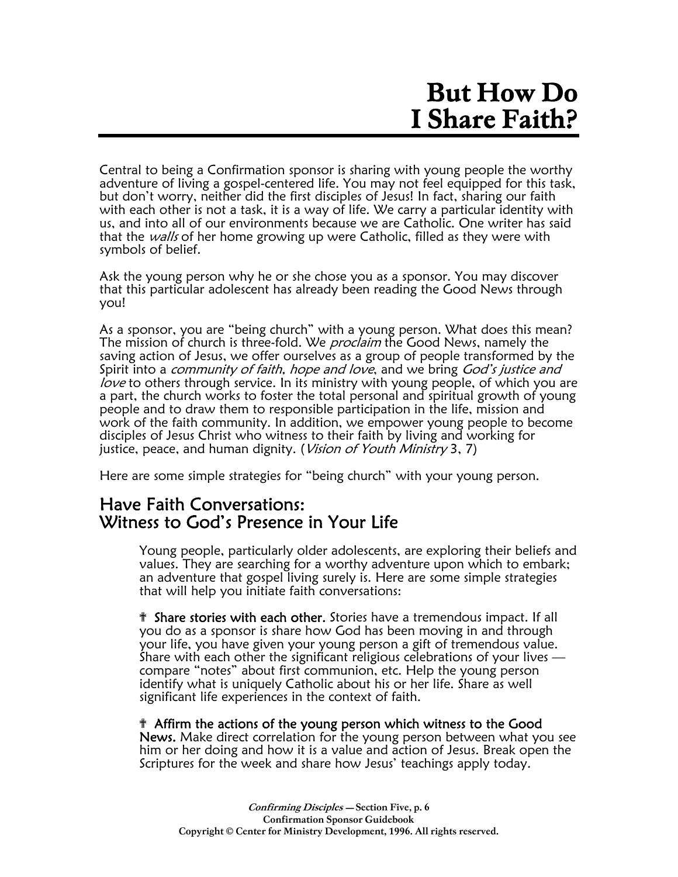# But How Do I Share Faith?

Central to being a Confirmation sponsor is sharing with young people the worthy adventure of living a gospel-centered life. You may not feel equipped for this task, but don't worry, neither did the first disciples of Jesus! In fact, sharing our faith with each other is not a task, it is a way of life. We carry a particular identity with us, and into all of our environments because we are Catholic. One writer has said that the *walls* of her home growing up were Catholic, filled as they were with symbols of belief.

Ask the young person why he or she chose you as a sponsor. You may discover that this particular adolescent has already been reading the Good News through you!

As a sponsor, you are "being church" with a young person. What does this mean? The mission of church is three-fold. We *proclaim* the Good News, namely the saving action of Jesus, we offer ourselves as a group of people transformed by the Spirit into a *community of faith, hope and love*, and we bring *God's justice and love* to others through service. In its ministry with young people, of which you are a part, the church works to foster the total personal and spiritual growth of young people and to draw them to responsible participation in the life, mission and work of the faith community. In addition, we empower young people to become disciples of Jesus Christ who witness to their faith by living and working for justice, peace, and human dignity. (*Vision of Youth Ministry* 3, 7)

Here are some simple strategies for "being church" with your young person.

## Have Faith Conversations: Witness to God's Presence in Your Life

Young people, particularly older adolescents, are exploring their beliefs and values. They are searching for a worthy adventure upon which to embark; an adventure that gospel living surely is. Here are some simple strategies that will help you initiate faith conversations:

✝ **Share stories with each other.** Stories have a tremendous impact. If all you do as a sponsor is share how God has been moving in and through your life, you have given your young person a gift of tremendous value. Share with each other the significant religious celebrations of your lives — compare "notes" about first communion, etc. Help the young person identify what is uniquely Catholic about his or her life. Share as well significant life experiences in the context of faith.

✝ **Affirm the actions of the young person which witness to the Good News.** Make direct correlation for the young person between what you see him or her doing and how it is a value and action of Jesus. Break open the Scriptures for the week and share how Jesus' teachings apply today.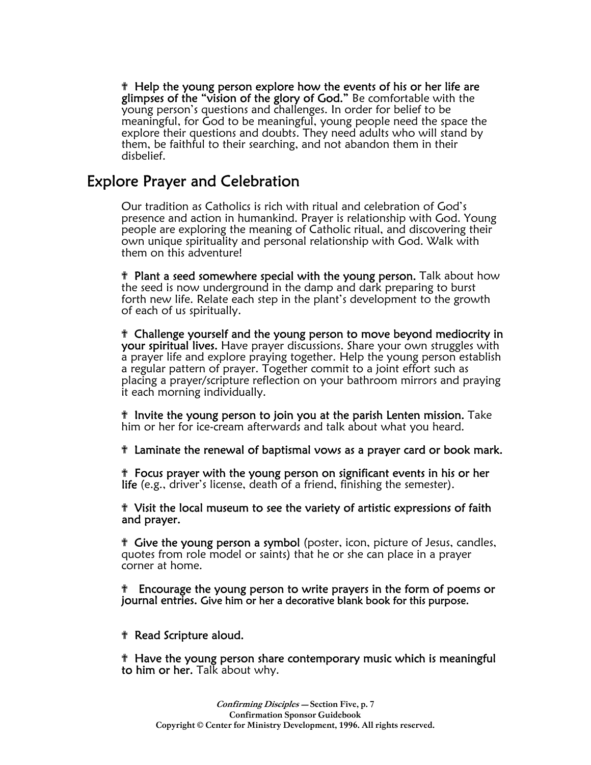☨ **Help the young person explore how the events of his or her life are glimpses of the "vision of the glory of God."** Be comfortable with the young person's questions and challenges. In order for belief to be meaningful, for God to be meaningful, young people need the space the explore their questions and doubts. They need adults who will stand by them, be faithful to their searching, and not abandon them in their disbelief.

## Explore Prayer and Celebration

Our tradition as Catholics is rich with ritual and celebration of God's presence and action in humankind. Prayer is relationship with God. Young people are exploring the meaning of Catholic ritual, and discovering their own unique spirituality and personal relationship with God. Walk with them on this adventure!

☨ **Plant a seed somewhere special with the young person.** Talk about how the seed is now underground in the damp and dark preparing to burst forth new life. Relate each step in the plant's development to the growth of each of us spiritually.

☨ **Challenge yourself and the young person to move beyond mediocrity in your spiritual lives.** Have prayer discussions. Share your own struggles with a prayer life and explore praying together. Help the young person establish a regular pattern of prayer. Together commit to a joint effort such as placing a prayer/scripture reflection on your bathroom mirrors and praying it each morning individually.

☨ **Invite the young person to join you at the parish Lenten mission.** Take him or her for ice-cream afterwards and talk about what you heard.

☨ **Laminate the renewal of baptismal vows as a prayer card or book mark.**

☨ **Focus prayer with the young person on significant events in his or her life** (e.g., driver's license, death of a friend, finishing the semester).

☨ **Visit the local museum to see the variety of artistic expressions of faith and prayer.**

☨ **Give the young person a symbol** (poster, icon, picture of Jesus, candles, quotes from role model or saints) that he or she can place in a prayer corner at home.

☨ **Encourage the young person to write prayers in the form of poems or journal entries. Give him or her a decorative blank book for this purpose.**

☨ **Read Scripture aloud.**

☨ **Have the young person share contemporary music which is meaningful to him or her.** Talk about why.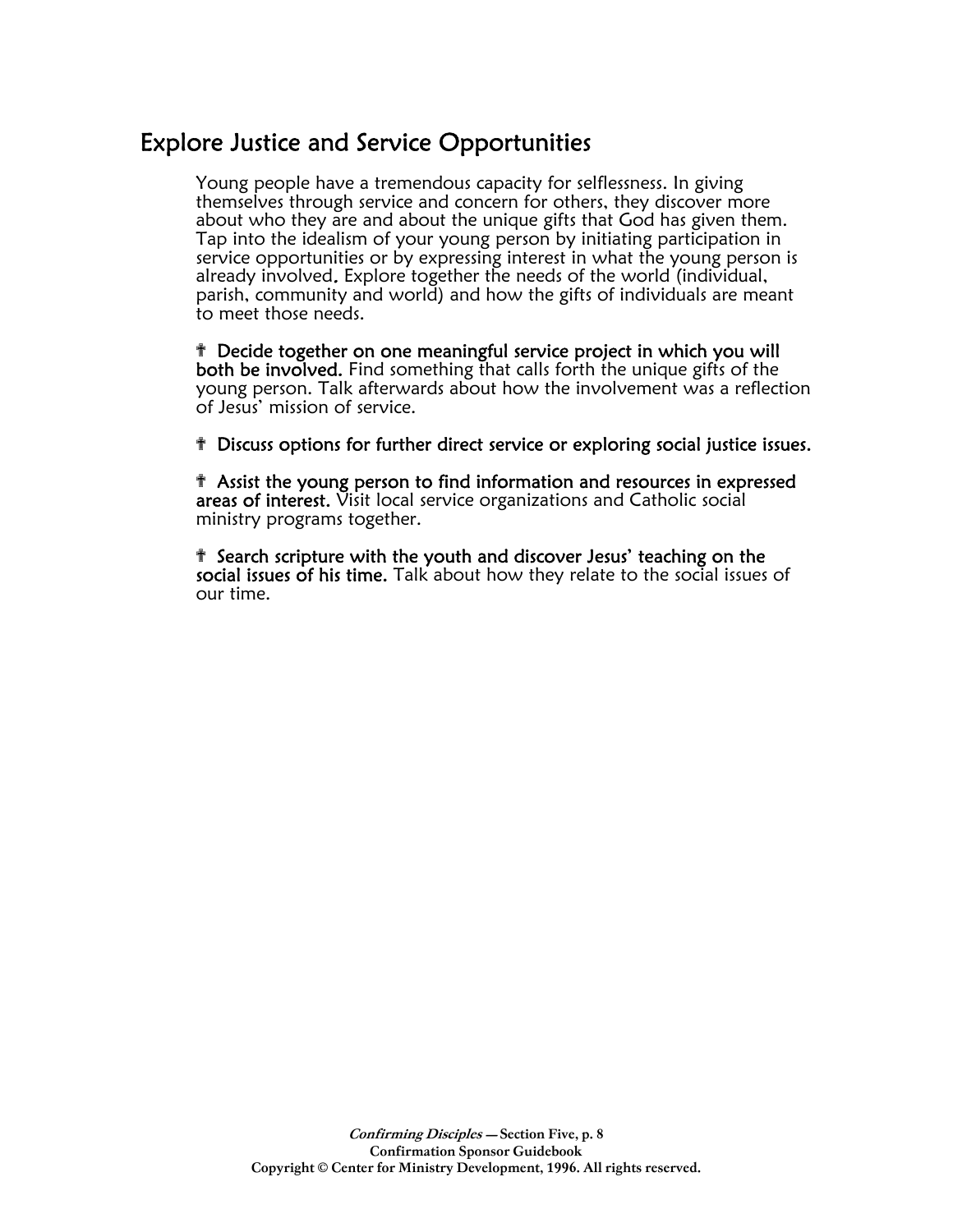## Explore Justice and Service Opportunities

Young people have a tremendous capacity for selflessness. In giving themselves through service and concern for others, they discover more about who they are and about the unique gifts that God has given them. Tap into the idealism of your young person by initiating participation in service opportunities or by expressing interest in what the young person is already involved. Explore together the needs of the world (individual, parish, community and world) and how the gifts of individuals are meant to meet those needs.

✝ **Decide together on one meaningful service project in which you will both be involved.** Find something that calls forth the unique gifts of the young person. Talk afterwards about how the involvement was a reflection of Jesus' mission of service.

✝ **Discuss options for further direct service or exploring social justice issues.**

✝ **Assist the young person to find information and resources in expressed areas of interest.** Visit local service organizations and Catholic social ministry programs together.

✝ **Search scripture with the youth and discover Jesus' teaching on the social issues of his time.** Talk about how they relate to the social issues of our time.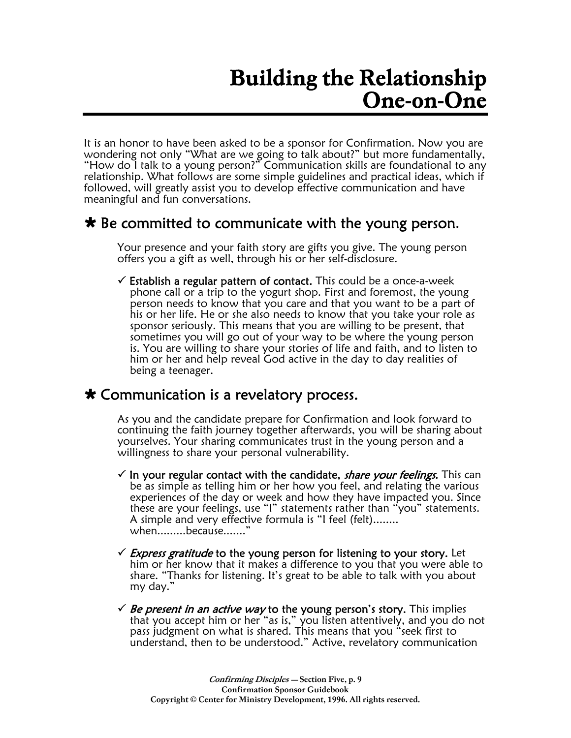# Building the Relationship One-on-One

It is an honor to have been asked to be a sponsor for Confirmation. Now you are wondering not only "What are we going to talk about?" but more fundamentally, "How do I talk to a young person?" Communication skills are foundational to any relationship. What follows are some simple guidelines and practical ideas, which if followed, will greatly assist you to develop effective communication and have meaningful and fun conversations.

## ✱ Be committed to communicate with the young person.

Your presence and your faith story are gifts you give. The young person offers you a gift as well, through his or her self-disclosure.

- ✓ **Establish a regular pattern of contact.** This could be a once-a-week phone call or a trip to the yogurt shop. First and foremost, the young person needs to know that you care and that you want to be a part of his or her life. He or she also needs to know that you take your role as sponsor seriously. This means that you are willing to be present, that sometimes you will go out of your way to be where the young person is. You are willing to share your stories of life and faith, and to listen to him or her and help reveal God active in the day to day realities of being a teenager.

## ✱ Communication is a revelatory process.

As you and the candidate prepare for Confirmation and look forward to continuing the faith journey together afterwards, you will be sharing about yourselves. Your sharing communicates trust in the young person and a willingness to share your personal vulnerability.

- ✓ **In your regular contact with the candidate, *share your feelings*.** This can be as simple as telling him or her how you feel, and relating the various experiences of the day or week and how they have impacted you. Since these are your feelings, use "I" statements rather than "you" statements. A simple and very effective formula is "I feel (felt)........ when.........because......."

- ✓ ***Express gratitude* to the young person for listening to your story.** Let him or her know that it makes a difference to you that you were able to share. "Thanks for listening. It's great to be able to talk with you about my day."

- ✓ ***Be present in an active way* to the young person's story.** This implies that you accept him or her "as is," you listen attentively, and you do not pass judgment on what is shared. This means that you "seek first to understand, then to be understood." Active, revelatory communication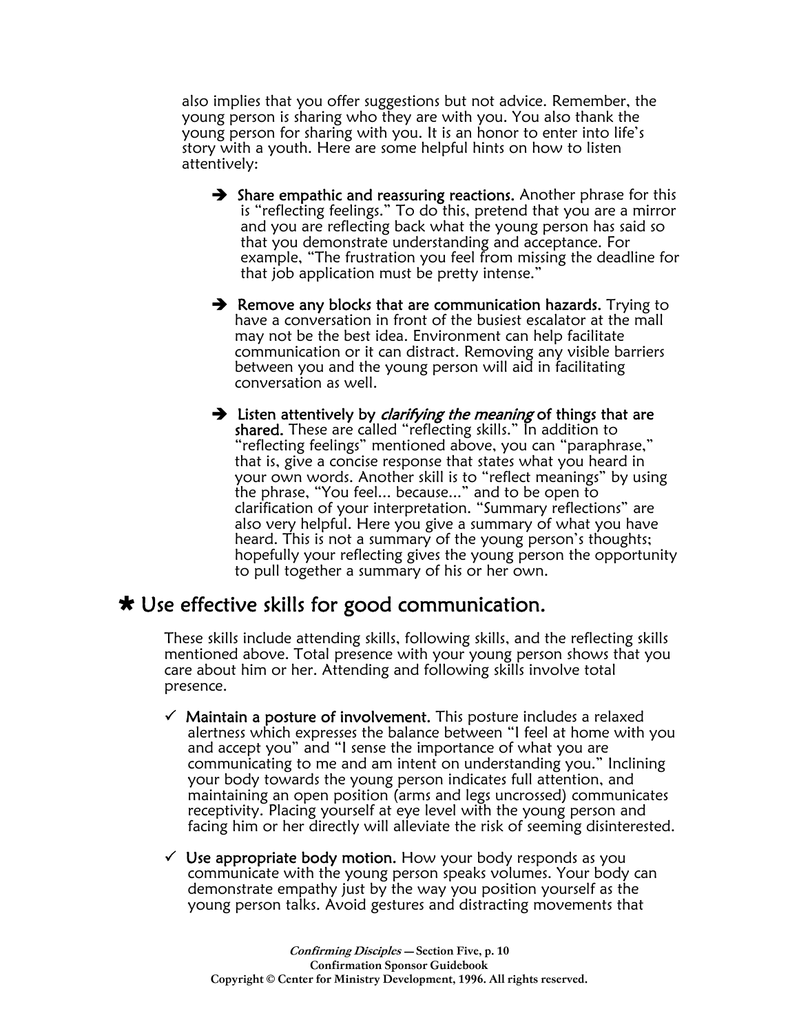also implies that you offer suggestions but not advice. Remember, the young person is sharing who they are with you. You also thank the young person for sharing with you. It is an honor to enter into life's story with a youth. Here are some helpful hints on how to listen attentively:

- ➔ **Share empathic and reassuring reactions.** Another phrase for this is "reflecting feelings." To do this, pretend that you are a mirror and you are reflecting back what the young person has said so that you demonstrate understanding and acceptance. For example, "The frustration you feel from missing the deadline for that job application must be pretty intense."

- ➔ **Remove any blocks that are communication hazards.** Trying to have a conversation in front of the busiest escalator at the mall may not be the best idea. Environment can help facilitate communication or it can distract. Removing any visible barriers between you and the young person will aid in facilitating conversation as well.

- ➔ **Listen attentively by *clarifying the meaning* of things that are shared.** These are called "reflecting skills." In addition to "reflecting feelings" mentioned above, you can "paraphrase," that is, give a concise response that states what you heard in your own words. Another skill is to "reflect meanings" by using the phrase, "You feel... because..." and to be open to clarification of your interpretation. "Summary reflections" are also very helpful. Here you give a summary of what you have heard. This is not a summary of the young person's thoughts; hopefully your reflecting gives the young person the opportunity to pull together a summary of his or her own.

## ✱ Use effective skills for good communication.

These skills include attending skills, following skills, and the reflecting skills mentioned above. Total presence with your young person shows that you care about him or her. Attending and following skills involve total presence.

- ✓ **Maintain a posture of involvement.** This posture includes a relaxed alertness which expresses the balance between "I feel at home with you and accept you" and "I sense the importance of what you are communicating to me and am intent on understanding you." Inclining your body towards the young person indicates full attention, and maintaining an open position (arms and legs uncrossed) communicates receptivity. Placing yourself at eye level with the young person and facing him or her directly will alleviate the risk of seeming disinterested.

- ✓ **Use appropriate body motion.** How your body responds as you communicate with the young person speaks volumes. Your body can demonstrate empathy just by the way you position yourself as the young person talks. Avoid gestures and distracting movements that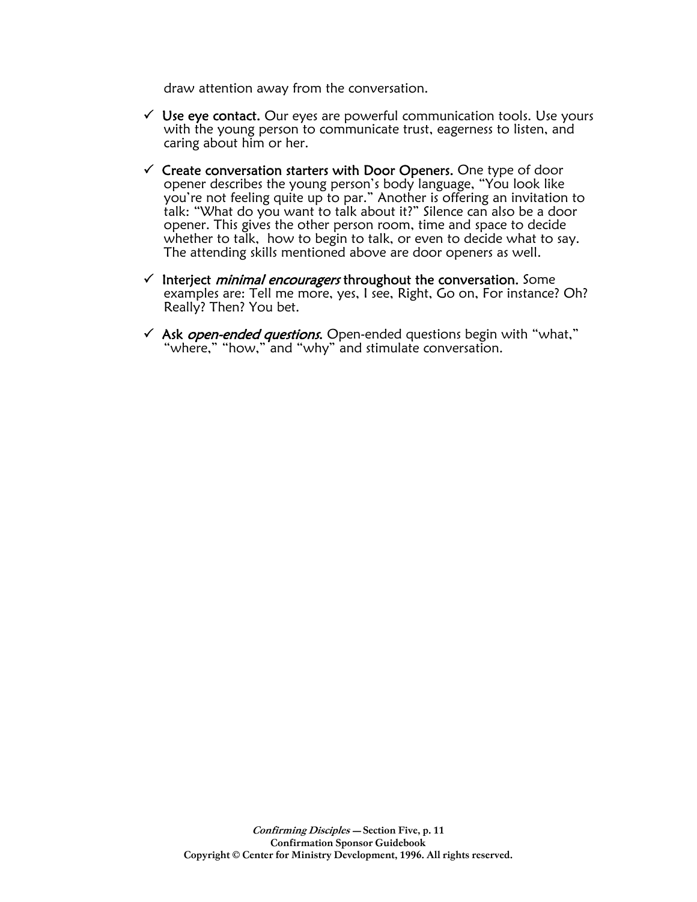draw attention away from the conversation.

- ✓ **Use eye contact.** Our eyes are powerful communication tools. Use yours with the young person to communicate trust, eagerness to listen, and caring about him or her.

- ✓ **Create conversation starters with Door Openers.** One type of door opener describes the young person's body language, "You look like you're not feeling quite up to par." Another is offering an invitation to talk: "What do you want to talk about it?" Silence can also be a door opener. This gives the other person room, time and space to decide whether to talk, how to begin to talk, or even to decide what to say. The attending skills mentioned above are door openers as well.

- ✓ **Interject *minimal encouragers* throughout the conversation.** Some examples are: Tell me more, yes, I see, Right, Go on, For instance? Oh? Really? Then? You bet.

- ✓ **Ask *open-ended questions.*** Open-ended questions begin with "what," "where," "how," and "why" and stimulate conversation.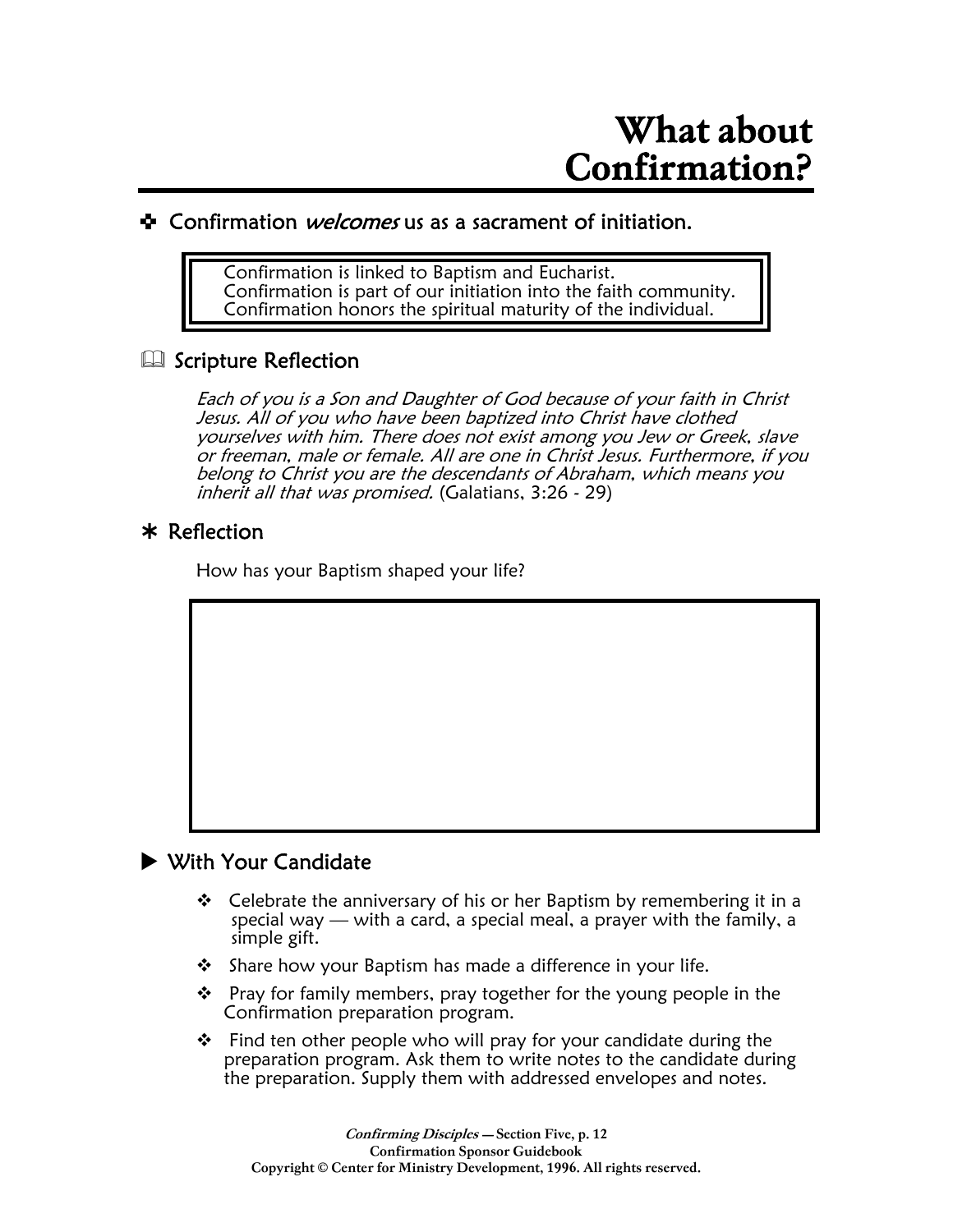# What about Confirmation?

## ✚ Confirmation *welcomes* us as a sacrament of initiation.

> Confirmation is linked to Baptism and Eucharist.
> Confirmation is part of our initiation into the faith community.
> Confirmation honors the spiritual maturity of the individual.

## Scripture Reflection

*Each of you is a Son and Daughter of God because of your faith in Christ Jesus. All of you who have been baptized into Christ have clothed yourselves with him. There does not exist among you Jew or Greek, slave or freeman, male or female. All are one in Christ Jesus. Furthermore, if you belong to Christ you are the descendants of Abraham, which means you inherit all that was promised.* (Galatians, 3:26 - 29)

## ∗ Reflection

How has your Baptism shaped your life?

## ▶ With Your Candidate

- Celebrate the anniversary of his or her Baptism by remembering it in a special way — with a card, a special meal, a prayer with the family, a simple gift.
- Share how your Baptism has made a difference in your life.
- Pray for family members, pray together for the young people in the Confirmation preparation program.
- Find ten other people who will pray for your candidate during the preparation program. Ask them to write notes to the candidate during the preparation. Supply them with addressed envelopes and notes.

***Confirming Disciples* — Section Five, p. 12**
**Confirmation Sponsor Guidebook**
**Copyright © Center for Ministry Development, 1996. All rights reserved.**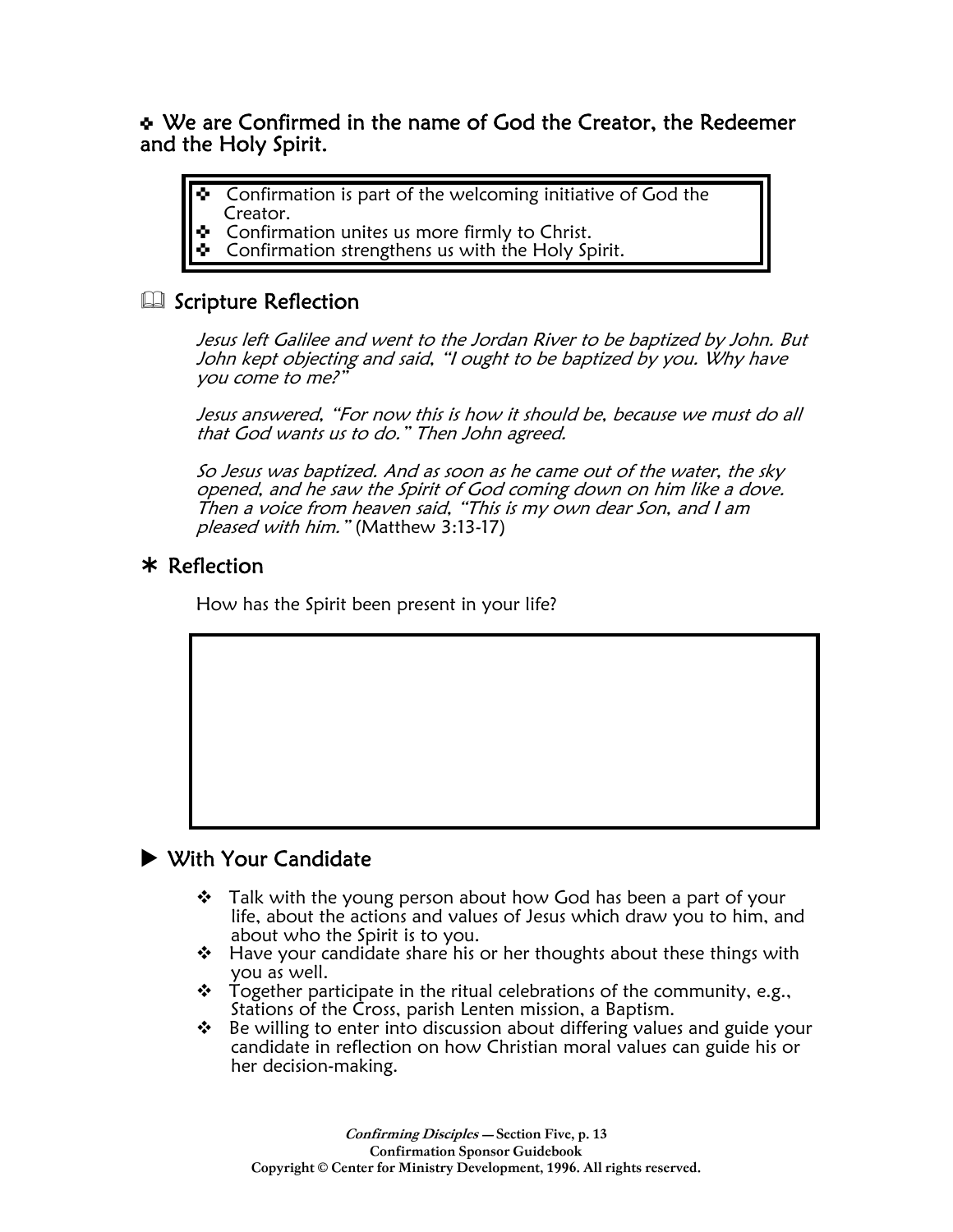## ✤ We are Confirmed in the name of God the Creator, the Redeemer and the Holy Spirit.

- Confirmation is part of the welcoming initiative of God the Creator.
- Confirmation unites us more firmly to Christ.
- Confirmation strengthens us with the Holy Spirit.

### Scripture Reflection

*Jesus left Galilee and went to the Jordan River to be baptized by John. But John kept objecting and said, "I ought to be baptized by you. Why have you come to me?"*

*Jesus answered, "For now this is how it should be, because we must do all that God wants us to do." Then John agreed.*

*So Jesus was baptized. And as soon as he came out of the water, the sky opened, and he saw the Spirit of God coming down on him like a dove. Then a voice from heaven said, "This is my own dear Son, and I am pleased with him."* (Matthew 3:13-17)

### ✱ Reflection

How has the Spirit been present in your life?

### ▶ With Your Candidate

- Talk with the young person about how God has been a part of your life, about the actions and values of Jesus which draw you to him, and about who the Spirit is to you.
- Have your candidate share his or her thoughts about these things with you as well.
- Together participate in the ritual celebrations of the community, e.g., Stations of the Cross, parish Lenten mission, a Baptism.
- Be willing to enter into discussion about differing values and guide your candidate in reflection on how Christian moral values can guide his or her decision-making.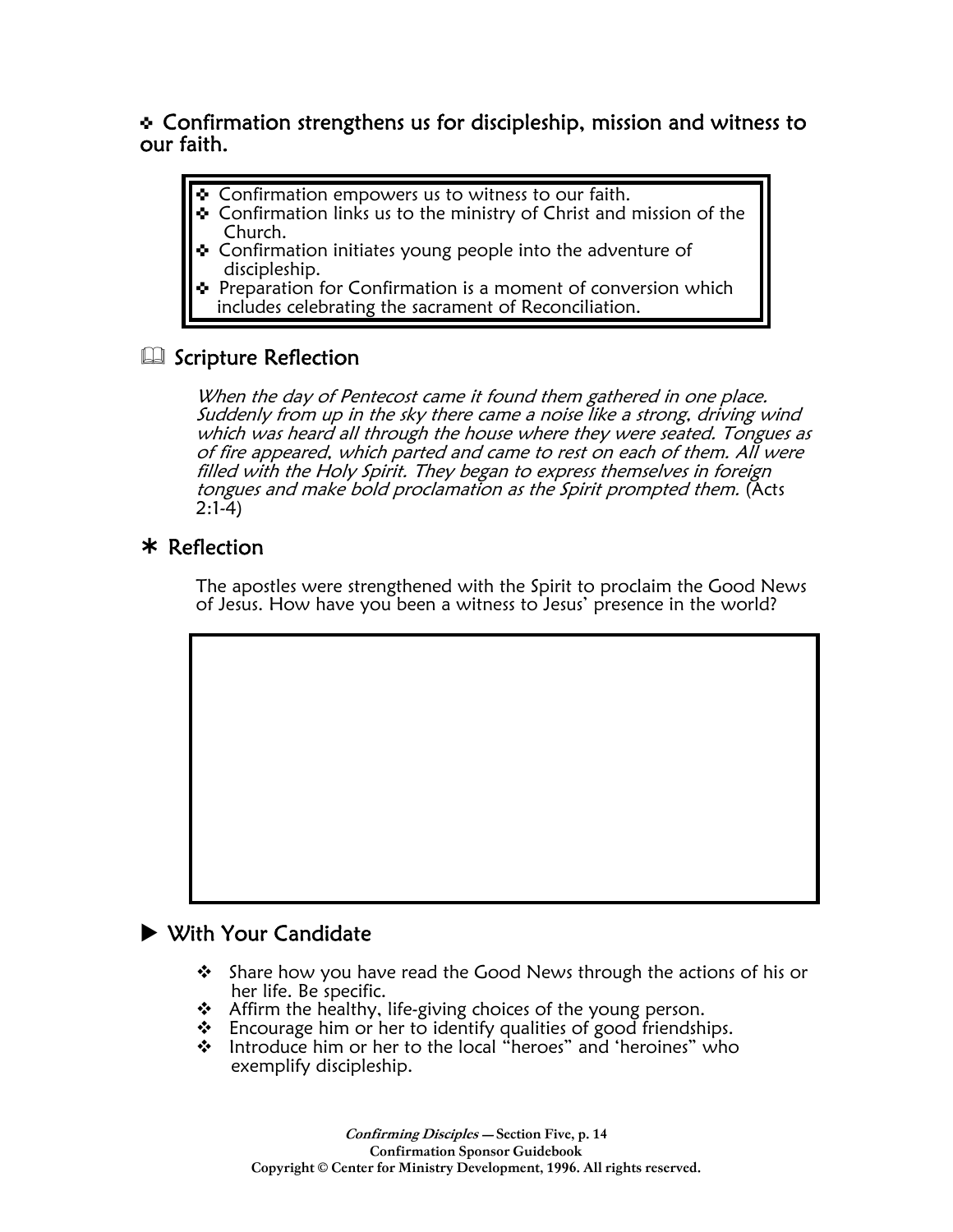## ❖ Confirmation strengthens us for discipleship, mission and witness to our faith.

- ❖ Confirmation empowers us to witness to our faith.
- ❖ Confirmation links us to the ministry of Christ and mission of the Church.
- ❖ Confirmation initiates young people into the adventure of discipleship.
- ❖ Preparation for Confirmation is a moment of conversion which includes celebrating the sacrament of Reconciliation.

### 🕮 Scripture Reflection

*When the day of Pentecost came it found them gathered in one place. Suddenly from up in the sky there came a noise like a strong, driving wind which was heard all through the house where they were seated. Tongues as of fire appeared, which parted and came to rest on each of them. All were filled with the Holy Spirit. They began to express themselves in foreign tongues and make bold proclamation as the Spirit prompted them.* (Acts 2:1-4)

### ✱ Reflection

The apostles were strengthened with the Spirit to proclaim the Good News of Jesus. How have you been a witness to Jesus' presence in the world?

### ▶ With Your Candidate

- ❖ Share how you have read the Good News through the actions of his or her life. Be specific.
- ❖ Affirm the healthy, life-giving choices of the young person.
- ❖ Encourage him or her to identify qualities of good friendships.
- ❖ Introduce him or her to the local "heroes" and 'heroines" who exemplify discipleship.

*Confirming Disciples* — **Section Five, p. 14**
**Confirmation Sponsor Guidebook**
**Copyright © Center for Ministry Development, 1996. All rights reserved.**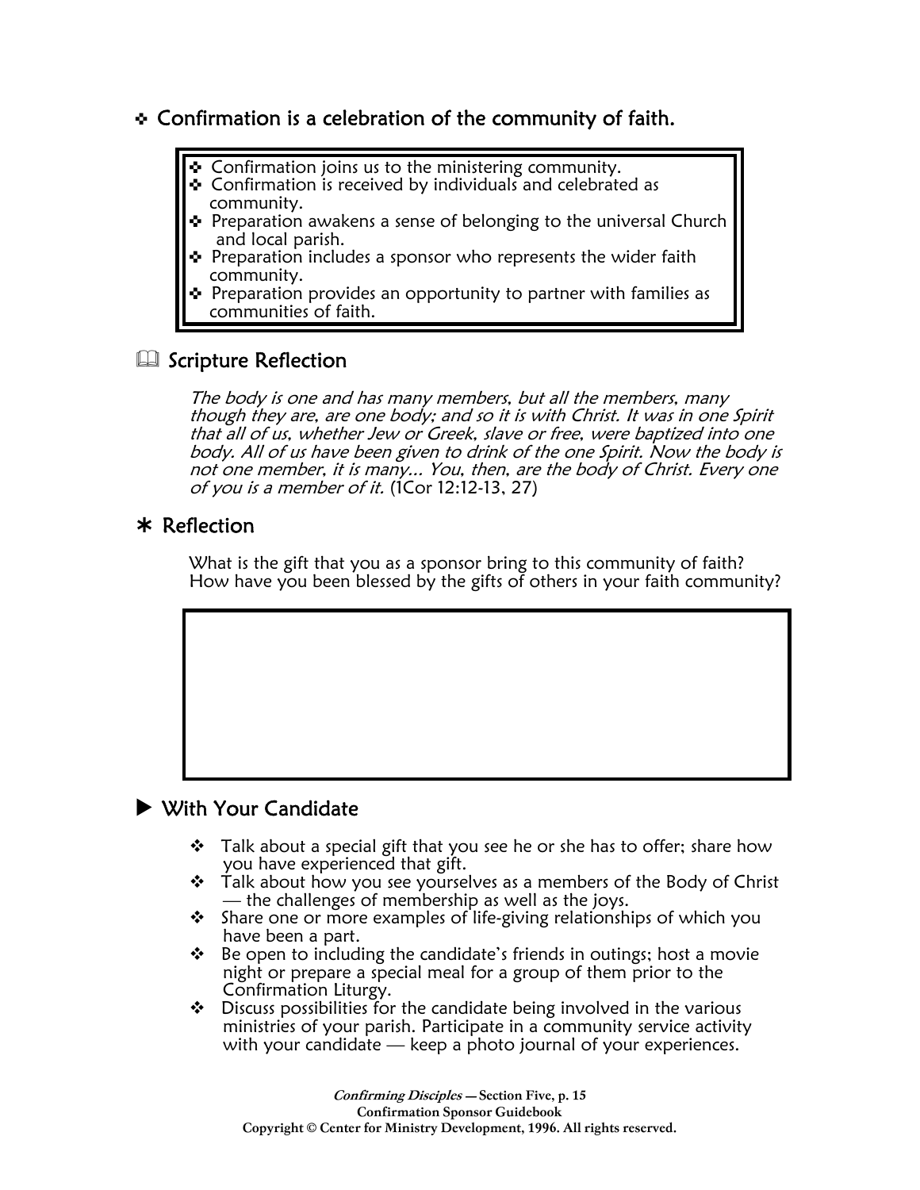## ❖ Confirmation is a celebration of the community of faith.

- ❖ Confirmation joins us to the ministering community.
- ❖ Confirmation is received by individuals and celebrated as community.
- ❖ Preparation awakens a sense of belonging to the universal Church and local parish.
- ❖ Preparation includes a sponsor who represents the wider faith community.
- ❖ Preparation provides an opportunity to partner with families as communities of faith.

### 🕮 Scripture Reflection

*The body is one and has many members, but all the members, many though they are, are one body; and so it is with Christ. It was in one Spirit that all of us, whether Jew or Greek, slave or free, were baptized into one body. All of us have been given to drink of the one Spirit. Now the body is not one member, it is many... You, then, are the body of Christ. Every one of you is a member of it.* (1Cor 12:12-13, 27)

### ∗ Reflection

What is the gift that you as a sponsor bring to this community of faith? How have you been blessed by the gifts of others in your faith community?

### ▶ With Your Candidate

- ❖ Talk about a special gift that you see he or she has to offer; share how you have experienced that gift.
- ❖ Talk about how you see yourselves as a members of the Body of Christ — the challenges of membership as well as the joys.
- ❖ Share one or more examples of life-giving relationships of which you have been a part.
- ❖ Be open to including the candidate's friends in outings; host a movie night or prepare a special meal for a group of them prior to the Confirmation Liturgy.
- ❖ Discuss possibilities for the candidate being involved in the various ministries of your parish. Participate in a community service activity with your candidate — keep a photo journal of your experiences.

***Confirming Disciples* — Section Five, p. 15**
**Confirmation Sponsor Guidebook**
**Copyright © Center for Ministry Development, 1996. All rights reserved.**